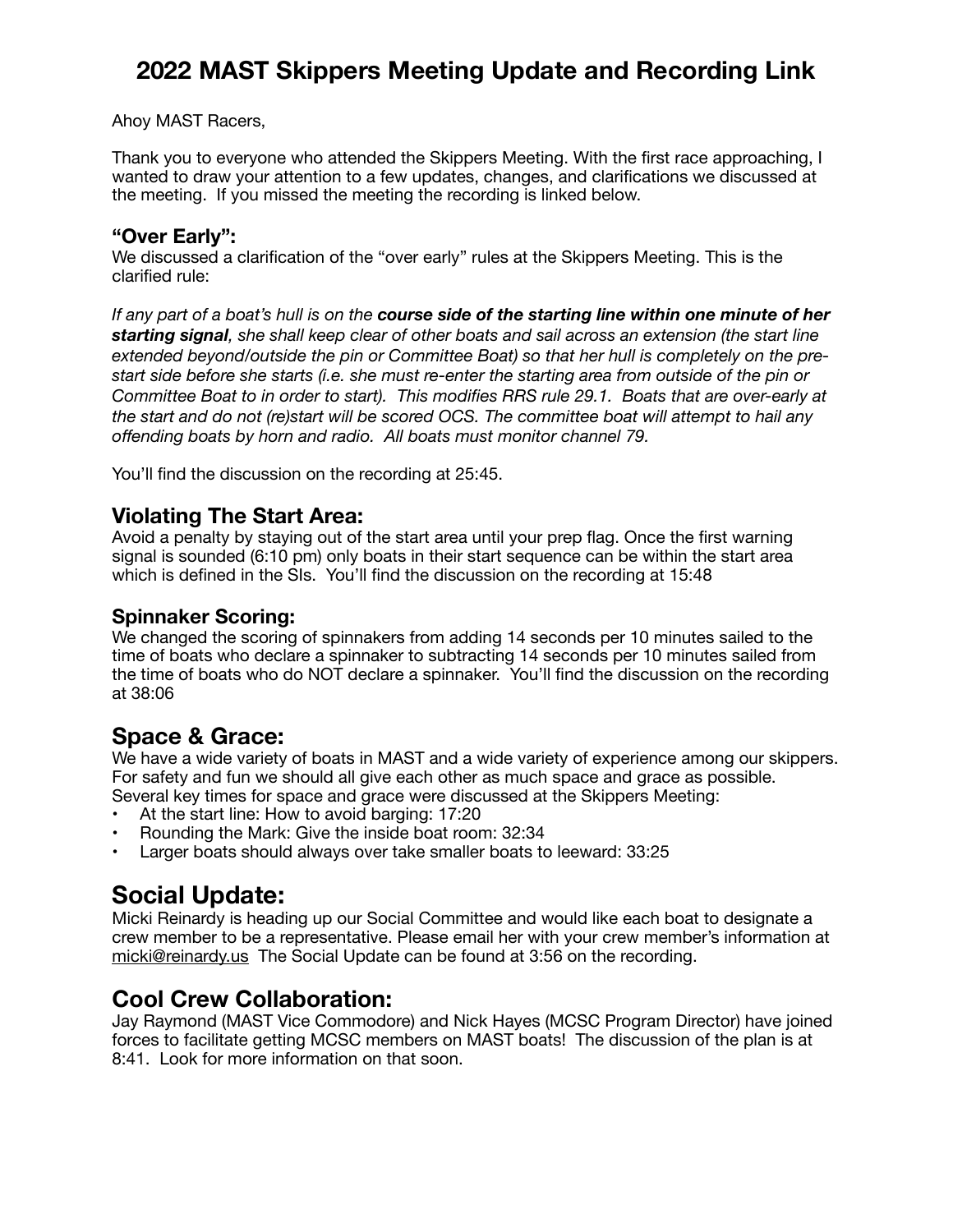# 2022 MAST Skippers Meeting Update and Recording Link

Ahoy MAST Racers,

Thank you to everyone who attended the Skippers Meeting. With the first race approaching, I wanted to draw your attention to a few updates, changes, and clarifications we discussed at the meeting. If you missed the meeting the recording is linked below.

### "Over Early":

We discussed a clarification of the "over early" rules at the Skippers Meeting. This is the clarified rule:

*If any part of a boat's hull is on the **course side of the starting line within one minute of her starting signal**, she shall keep clear of other boats and sail across an extension (the start line extended beyond/outside the pin or Committee Boat) so that her hull is completely on the pre-start side before she starts (i.e. she must re-enter the starting area from outside of the pin or Committee Boat to in order to start). This modifies RRS rule 29.1. Boats that are over-early at the start and do not (re)start will be scored OCS. The committee boat will attempt to hail any offending boats by horn and radio. All boats must monitor channel 79.*

You'll find the discussion on the recording at 25:45.

## Violating The Start Area:

Avoid a penalty by staying out of the start area until your prep flag. Once the first warning signal is sounded (6:10 pm) only boats in their start sequence can be within the start area which is defined in the SIs. You'll find the discussion on the recording at 15:48

### Spinnaker Scoring:

We changed the scoring of spinnakers from adding 14 seconds per 10 minutes sailed to the time of boats who declare a spinnaker to subtracting 14 seconds per 10 minutes sailed from the time of boats who do NOT declare a spinnaker. You'll find the discussion on the recording at 38:06

## Space & Grace:

We have a wide variety of boats in MAST and a wide variety of experience among our skippers. For safety and fun we should all give each other as much space and grace as possible. Several key times for space and grace were discussed at the Skippers Meeting:

- At the start line: How to avoid barging: 17:20
- Rounding the Mark: Give the inside boat room: 32:34
- Larger boats should always over take smaller boats to leeward: 33:25

## Social Update:

Micki Reinardy is heading up our Social Committee and would like each boat to designate a crew member to be a representative. Please email her with your crew member's information at micki@reinardy.us The Social Update can be found at 3:56 on the recording.

## Cool Crew Collaboration:

Jay Raymond (MAST Vice Commodore) and Nick Hayes (MCSC Program Director) have joined forces to facilitate getting MCSC members on MAST boats! The discussion of the plan is at 8:41. Look for more information on that soon.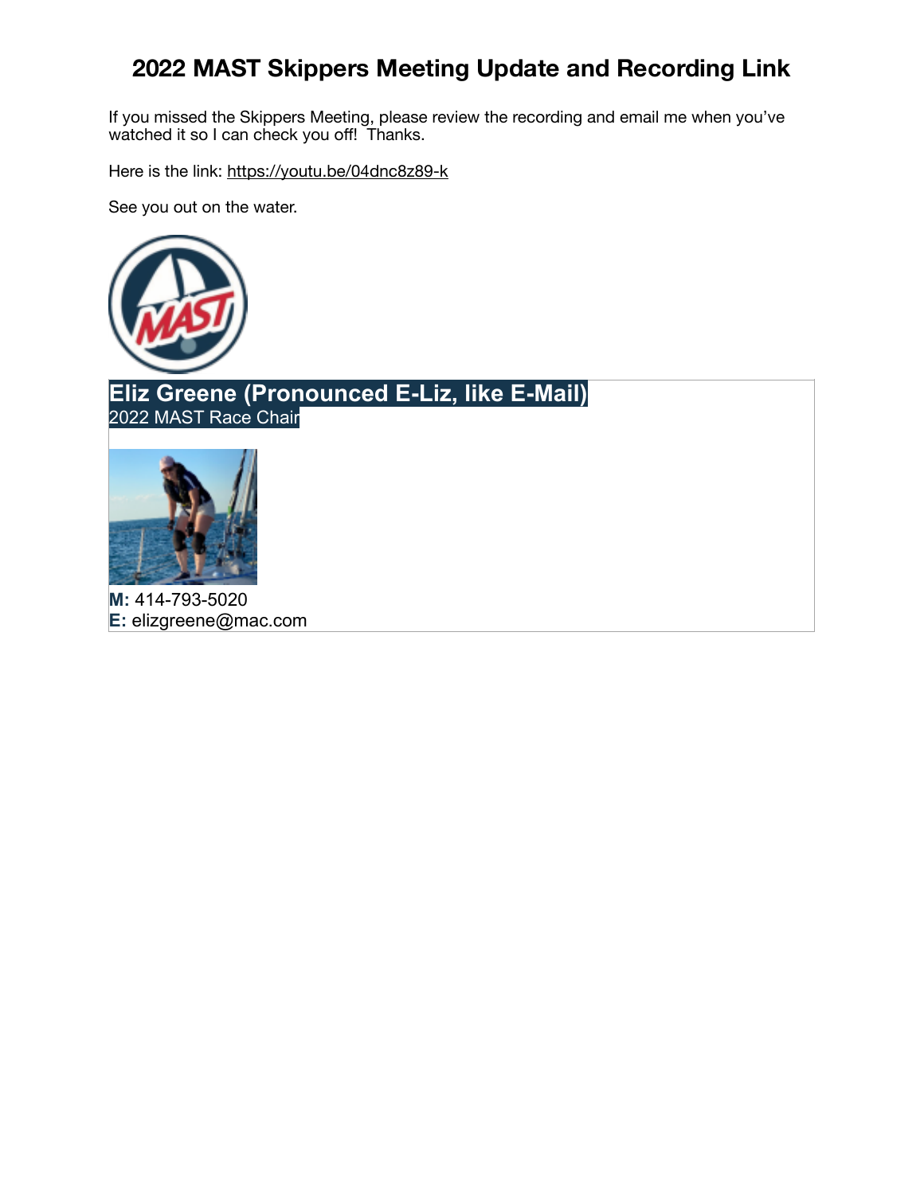# 2022 MAST Skippers Meeting Update and Recording Link

If you missed the Skippers Meeting, please review the recording and email me when you've watched it so I can check you off! Thanks.

Here is the link: https://youtu.be/04dnc8z89-k

See you out on the water.

**Eliz Greene (Pronounced E-Liz, like E-Mail)**
2022 MAST Race Chair

**M:** 414-793-5020
**E:** elizgreene@mac.com